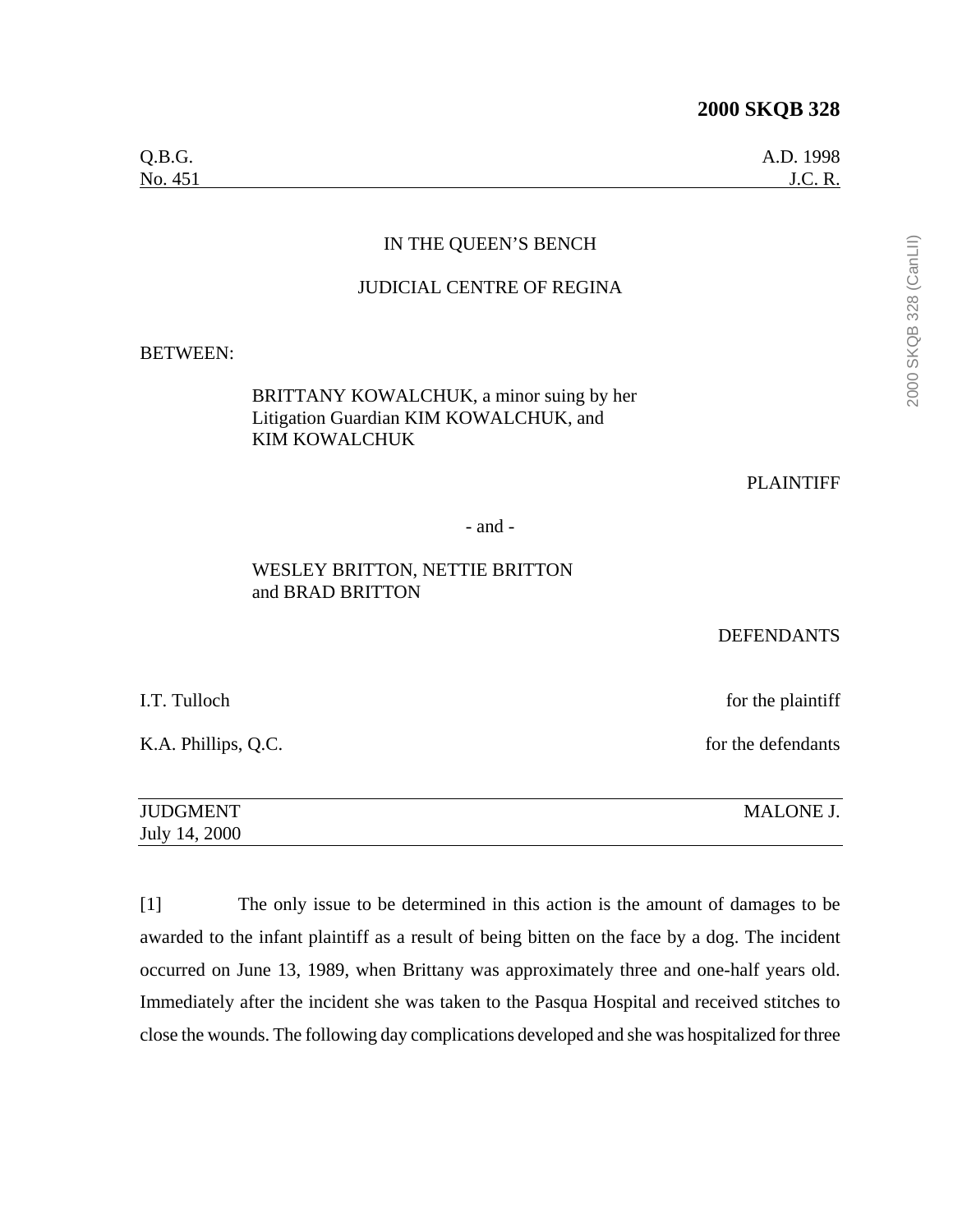**2000 SKQB 328**

Q.B.G. A.D. 1998
No. 451 J.C. R.

IN THE QUEEN'S BENCH

JUDICIAL CENTRE OF REGINA

BETWEEN:

BRITTANY KOWALCHUK, a minor suing by her Litigation Guardian KIM KOWALCHUK, and KIM KOWALCHUK

PLAINTIFF

\- and -

WESLEY BRITTON, NETTIE BRITTON and BRAD BRITTON

DEFENDANTS

I.T. Tulloch for the plaintiff

K.A. Phillips, Q.C. for the defendants

JUDGMENT MALONE J.
July 14, 2000

[1] The only issue to be determined in this action is the amount of damages to be awarded to the infant plaintiff as a result of being bitten on the face by a dog. The incident occurred on June 13, 1989, when Brittany was approximately three and one-half years old. Immediately after the incident she was taken to the Pasqua Hospital and received stitches to close the wounds. The following day complications developed and she was hospitalized for three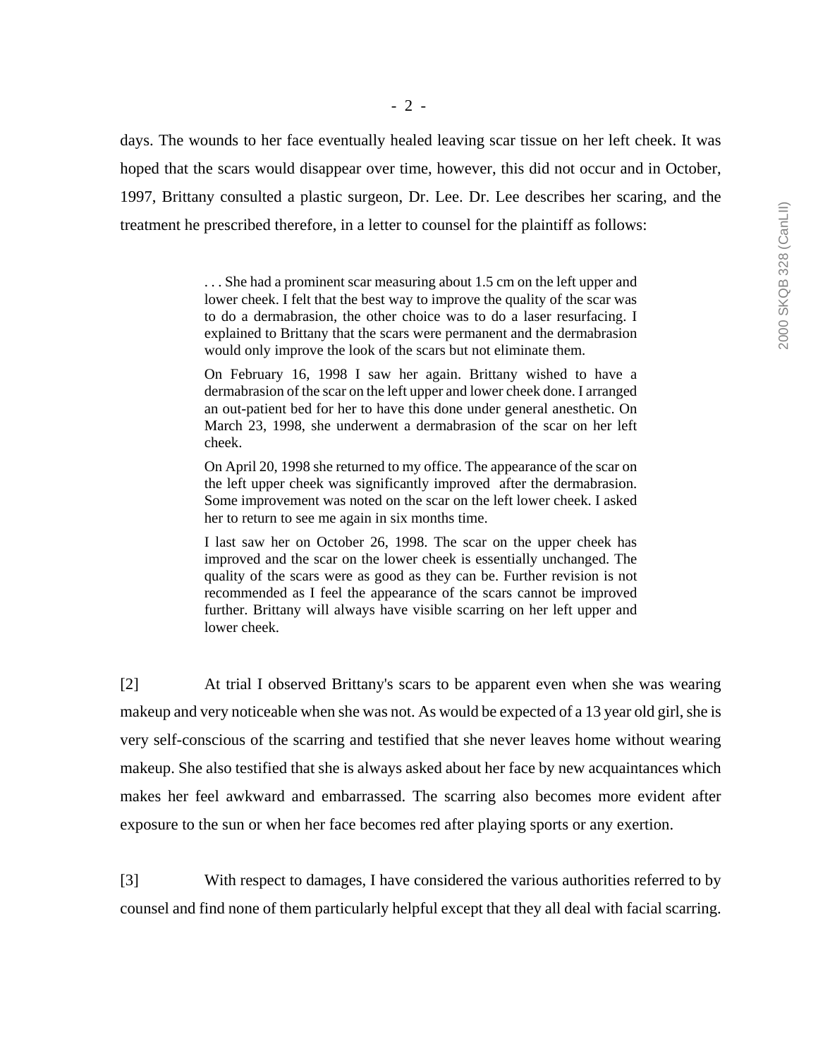days. The wounds to her face eventually healed leaving scar tissue on her left cheek. It was hoped that the scars would disappear over time, however, this did not occur and in October, 1997, Brittany consulted a plastic surgeon, Dr. Lee. Dr. Lee describes her scaring, and the treatment he prescribed therefore, in a letter to counsel for the plaintiff as follows:

> . . . She had a prominent scar measuring about 1.5 cm on the left upper and lower cheek. I felt that the best way to improve the quality of the scar was to do a dermabrasion, the other choice was to do a laser resurfacing. I explained to Brittany that the scars were permanent and the dermabrasion would only improve the look of the scars but not eliminate them.
>
> On February 16, 1998 I saw her again. Brittany wished to have a dermabrasion of the scar on the left upper and lower cheek done. I arranged an out-patient bed for her to have this done under general anesthetic. On March 23, 1998, she underwent a dermabrasion of the scar on her left cheek.
>
> On April 20, 1998 she returned to my office. The appearance of the scar on the left upper cheek was significantly improved after the dermabrasion. Some improvement was noted on the scar on the left lower cheek. I asked her to return to see me again in six months time.
>
> I last saw her on October 26, 1998. The scar on the upper cheek has improved and the scar on the lower cheek is essentially unchanged. The quality of the scars were as good as they can be. Further revision is not recommended as I feel the appearance of the scars cannot be improved further. Brittany will always have visible scarring on her left upper and lower cheek.

[2] At trial I observed Brittany's scars to be apparent even when she was wearing makeup and very noticeable when she was not. As would be expected of a 13 year old girl, she is very self-conscious of the scarring and testified that she never leaves home without wearing makeup. She also testified that she is always asked about her face by new acquaintances which makes her feel awkward and embarrassed. The scarring also becomes more evident after exposure to the sun or when her face becomes red after playing sports or any exertion.

[3] With respect to damages, I have considered the various authorities referred to by counsel and find none of them particularly helpful except that they all deal with facial scarring.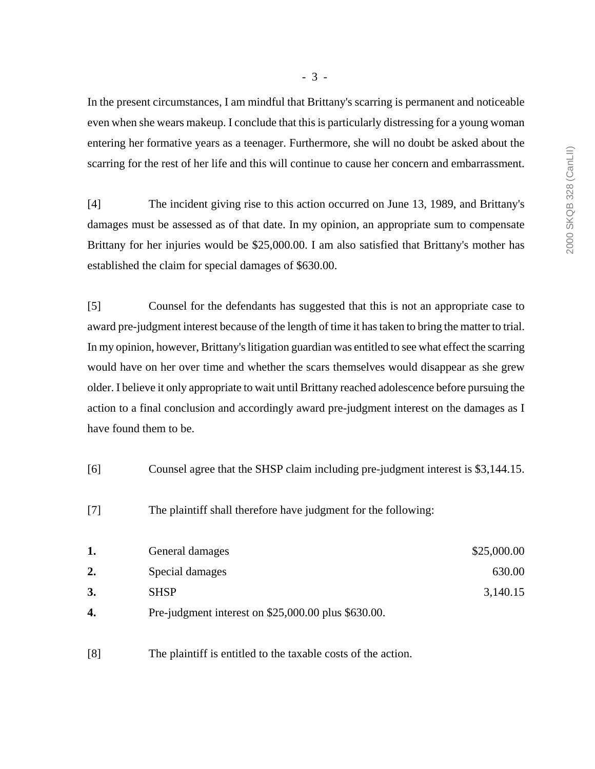In the present circumstances, I am mindful that Brittany's scarring is permanent and noticeable even when she wears makeup. I conclude that this is particularly distressing for a young woman entering her formative years as a teenager. Furthermore, she will no doubt be asked about the scarring for the rest of her life and this will continue to cause her concern and embarrassment.

[4] The incident giving rise to this action occurred on June 13, 1989, and Brittany's damages must be assessed as of that date. In my opinion, an appropriate sum to compensate Brittany for her injuries would be $25,000.00. I am also satisfied that Brittany's mother has established the claim for special damages of $630.00.

[5] Counsel for the defendants has suggested that this is not an appropriate case to award pre-judgment interest because of the length of time it has taken to bring the matter to trial. In my opinion, however, Brittany's litigation guardian was entitled to see what effect the scarring would have on her over time and whether the scars themselves would disappear as she grew older. I believe it only appropriate to wait until Brittany reached adolescence before pursuing the action to a final conclusion and accordingly award pre-judgment interest on the damages as I have found them to be.

[6] Counsel agree that the SHSP claim including pre-judgment interest is $3,144.15.

[7] The plaintiff shall therefore have judgment for the following:

| | | |
|---|---|---|
| **1.** | General damages | $25,000.00 |
| **2.** | Special damages | 630.00 |
| **3.** | SHSP | 3,140.15 |
| **4.** | Pre-judgment interest on $25,000.00 plus $630.00. | |

[8] The plaintiff is entitled to the taxable costs of the action.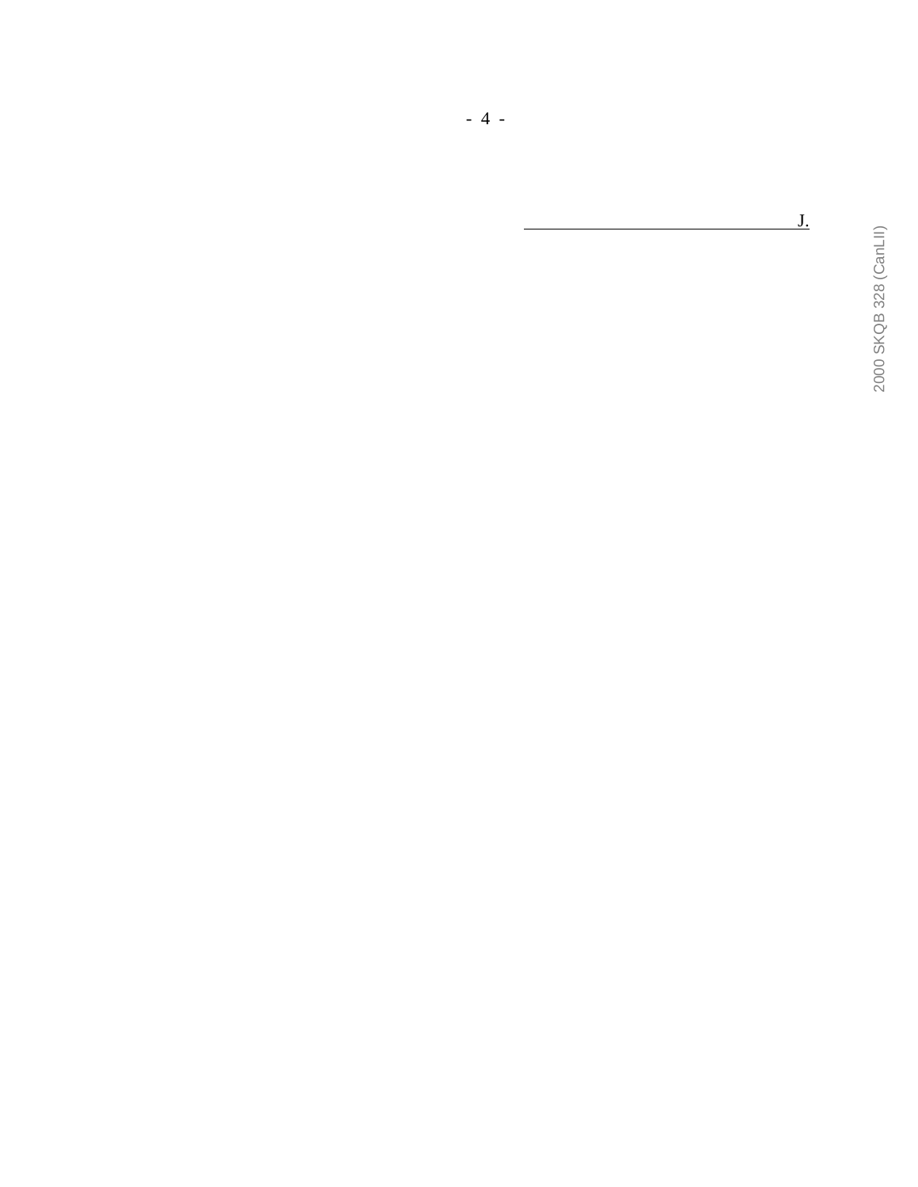J.